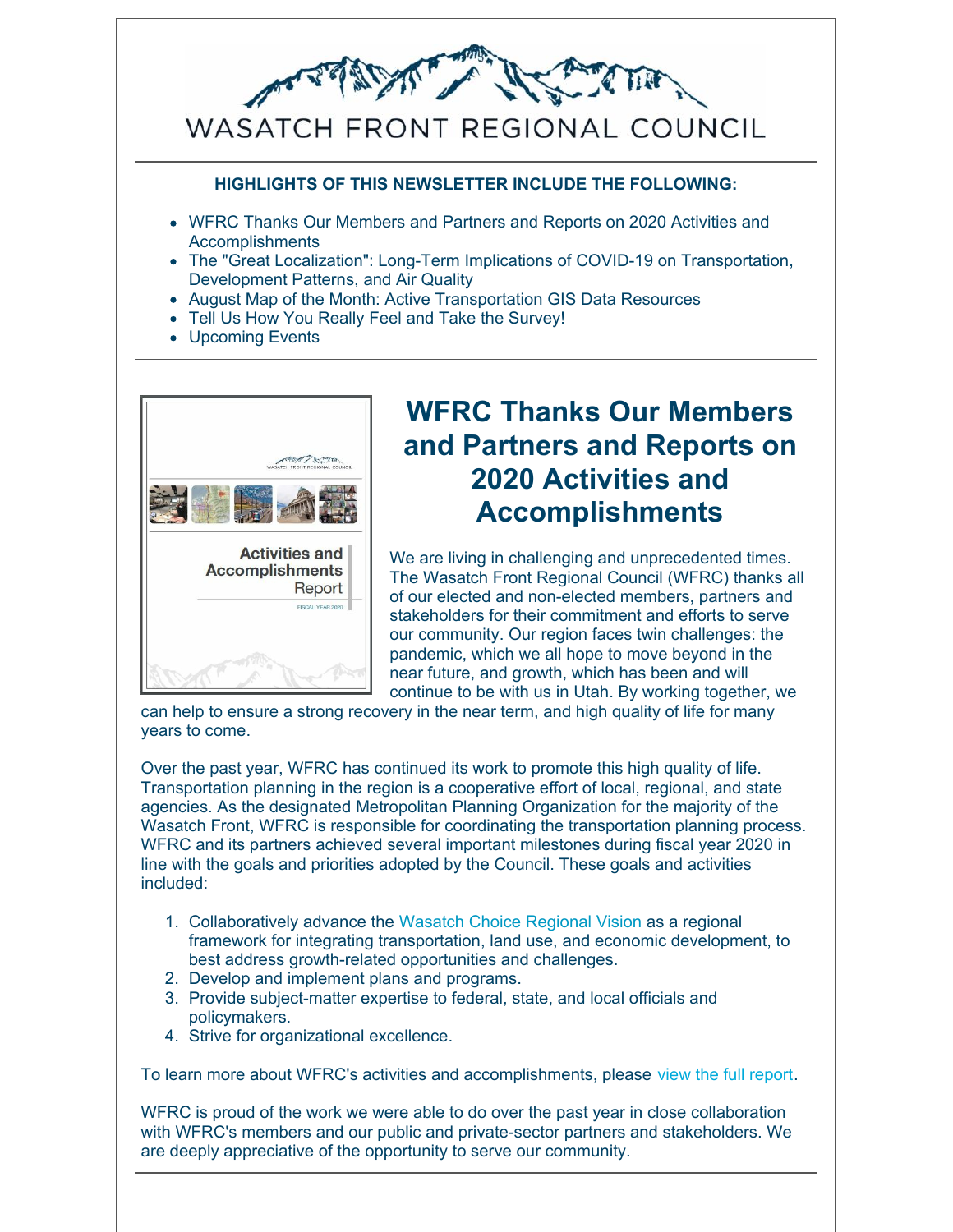# WASATCH FRONT REGIONAL COUNCIL

**HIGHLIGHTS OF THIS NEWSLETTER INCLUDE THE FOLLOWING:**

- WFRC Thanks Our Members and Partners and Reports on 2020 Activities and Accomplishments
- The "Great Localization": Long-Term Implications of COVID-19 on Transportation, Development Patterns, and Air Quality
- August Map of the Month: Active Transportation GIS Data Resources
- Tell Us How You Really Feel and Take the Survey!
- Upcoming Events

## WFRC Thanks Our Members and Partners and Reports on 2020 Activities and Accomplishments

We are living in challenging and unprecedented times. The Wasatch Front Regional Council (WFRC) thanks all of our elected and non-elected members, partners and stakeholders for their commitment and efforts to serve our community. Our region faces twin challenges: the pandemic, which we all hope to move beyond in the near future, and growth, which has been and will continue to be with us in Utah. By working together, we can help to ensure a strong recovery in the near term, and high quality of life for many years to come.

Over the past year, WFRC has continued its work to promote this high quality of life. Transportation planning in the region is a cooperative effort of local, regional, and state agencies. As the designated Metropolitan Planning Organization for the majority of the Wasatch Front, WFRC is responsible for coordinating the transportation planning process. WFRC and its partners achieved several important milestones during fiscal year 2020 in line with the goals and priorities adopted by the Council. These goals and activities included:

1. Collaboratively advance the Wasatch Choice Regional Vision as a regional framework for integrating transportation, land use, and economic development, to best address growth-related opportunities and challenges.
2. Develop and implement plans and programs.
3. Provide subject-matter expertise to federal, state, and local officials and policymakers.
4. Strive for organizational excellence.

To learn more about WFRC's activities and accomplishments, please view the full report.

WFRC is proud of the work we were able to do over the past year in close collaboration with WFRC's members and our public and private-sector partners and stakeholders. We are deeply appreciative of the opportunity to serve our community.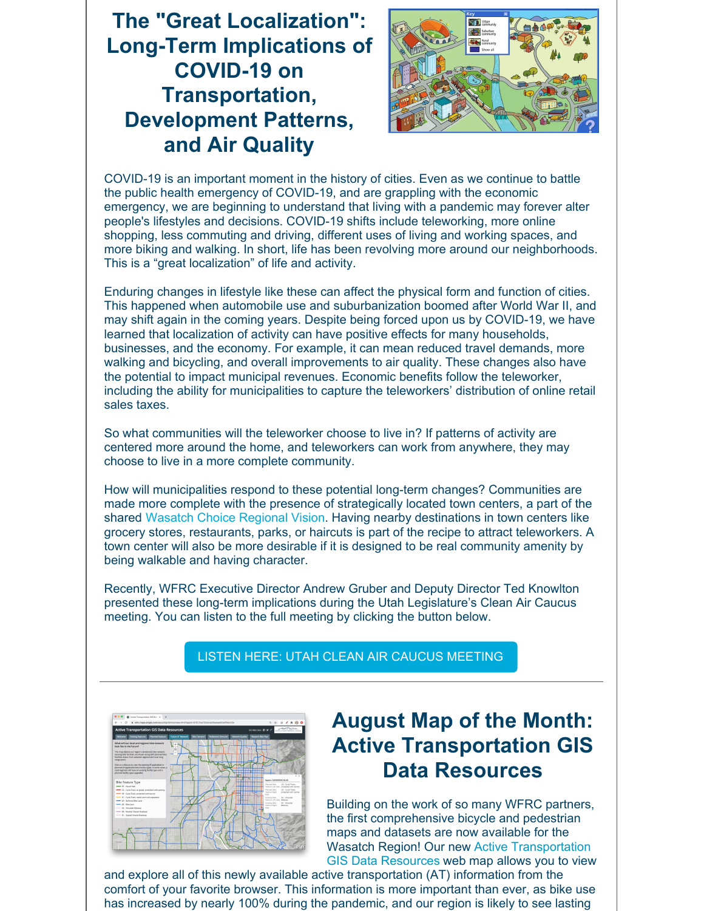# The "Great Localization": Long-Term Implications of COVID-19 on Transportation, Development Patterns, and Air Quality

COVID-19 is an important moment in the history of cities. Even as we continue to battle the public health emergency of COVID-19, and are grappling with the economic emergency, we are beginning to understand that living with a pandemic may forever alter people's lifestyles and decisions. COVID-19 shifts include teleworking, more online shopping, less commuting and driving, different uses of living and working spaces, and more biking and walking. In short, life has been revolving more around our neighborhoods. This is a “great localization” of life and activity.

Enduring changes in lifestyle like these can affect the physical form and function of cities. This happened when automobile use and suburbanization boomed after World War II, and may shift again in the coming years. Despite being forced upon us by COVID-19, we have learned that localization of activity can have positive effects for many households, businesses, and the economy. For example, it can mean reduced travel demands, more walking and bicycling, and overall improvements to air quality. These changes also have the potential to impact municipal revenues. Economic benefits follow the teleworker, including the ability for municipalities to capture the teleworkers’ distribution of online retail sales taxes.

So what communities will the teleworker choose to live in? If patterns of activity are centered more around the home, and teleworkers can work from anywhere, they may choose to live in a more complete community.

How will municipalities respond to these potential long-term changes? Communities are made more complete with the presence of strategically located town centers, a part of the shared Wasatch Choice Regional Vision. Having nearby destinations in town centers like grocery stores, restaurants, parks, or haircuts is part of the recipe to attract teleworkers. A town center will also be more desirable if it is designed to be real community amenity by being walkable and having character.

Recently, WFRC Executive Director Andrew Gruber and Deputy Director Ted Knowlton presented these long-term implications during the Utah Legislature’s Clean Air Caucus meeting. You can listen to the full meeting by clicking the button below.

LISTEN HERE: UTAH CLEAN AIR CAUCUS MEETING

---

# August Map of the Month: Active Transportation GIS Data Resources

Building on the work of so many WFRC partners, the first comprehensive bicycle and pedestrian maps and datasets are now available for the Wasatch Region! Our new Active Transportation GIS Data Resources web map allows you to view and explore all of this newly available active transportation (AT) information from the comfort of your favorite browser. This information is more important than ever, as bike use has increased by nearly 100% during the pandemic, and our region is likely to see lasting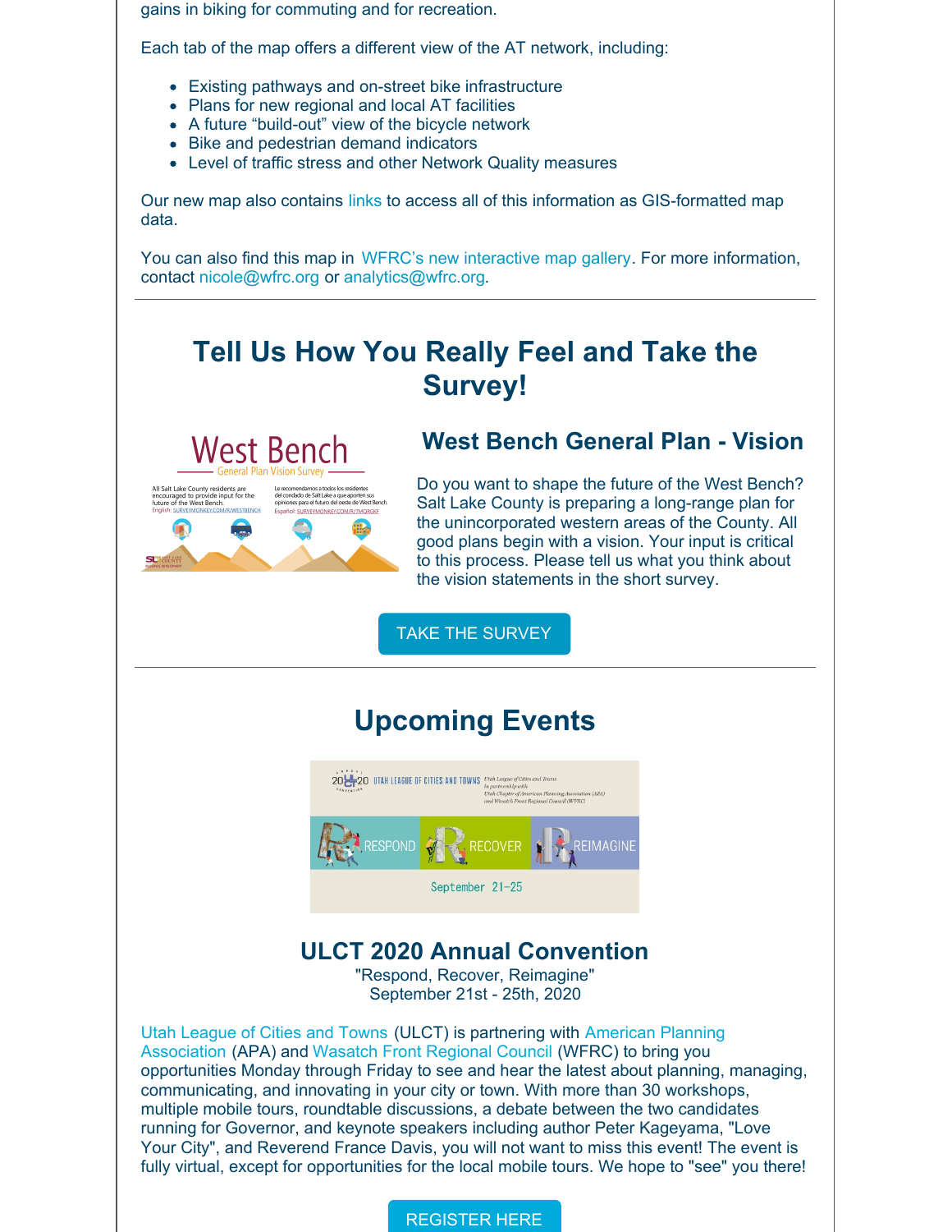gains in biking for commuting and for recreation.

Each tab of the map offers a different view of the AT network, including:

- Existing pathways and on-street bike infrastructure
- Plans for new regional and local AT facilities
- A future "build-out" view of the bicycle network
- Bike and pedestrian demand indicators
- Level of traffic stress and other Network Quality measures

Our new map also contains links to access all of this information as GIS-formatted map data.

You can also find this map in WFRC's new interactive map gallery. For more information, contact nicole@wfrc.org or analytics@wfrc.org.

---

## Tell Us How You Really Feel and Take the Survey!

### West Bench General Plan - Vision

Do you want to shape the future of the West Bench? Salt Lake County is preparing a long-range plan for the unincorporated western areas of the County. All good plans begin with a vision. Your input is critical to this process. Please tell us what you think about the vision statements in the short survey.

TAKE THE SURVEY

---

## Upcoming Events

### ULCT 2020 Annual Convention

"Respond, Recover, Reimagine"
September 21st - 25th, 2020

Utah League of Cities and Towns (ULCT) is partnering with American Planning Association (APA) and Wasatch Front Regional Council (WFRC) to bring you opportunities Monday through Friday to see and hear the latest about planning, managing, communicating, and innovating in your city or town. With more than 30 workshops, multiple mobile tours, roundtable discussions, a debate between the two candidates running for Governor, and keynote speakers including author Peter Kageyama, "Love Your City", and Reverend France Davis, you will not want to miss this event! The event is fully virtual, except for opportunities for the local mobile tours. We hope to "see" you there!

REGISTER HERE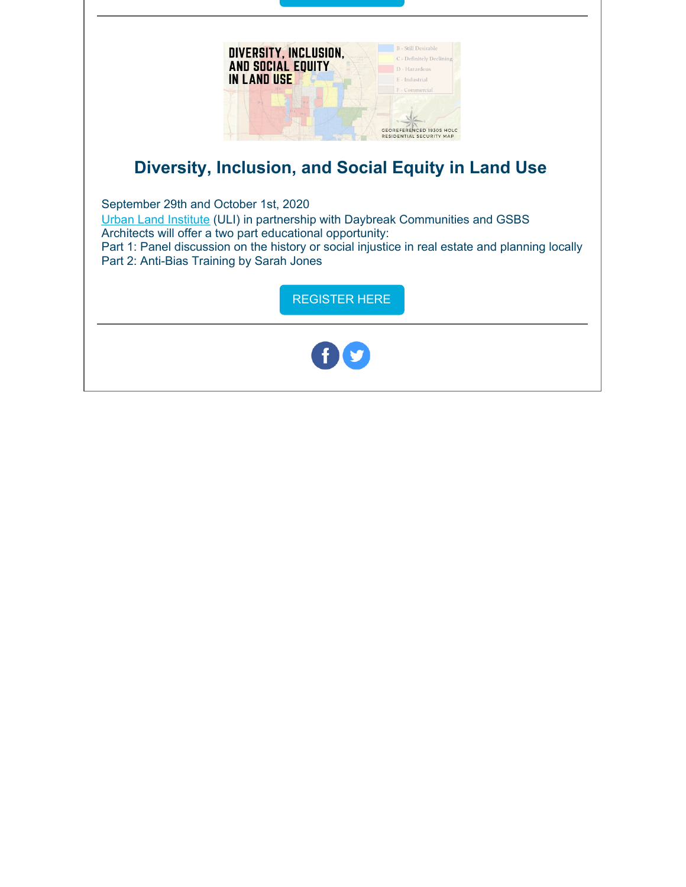## Diversity, Inclusion, and Social Equity in Land Use

September 29th and October 1st, 2020
Urban Land Institute (ULI) in partnership with Daybreak Communities and GSBS Architects will offer a two part educational opportunity:
Part 1: Panel discussion on the history or social injustice in real estate and planning locally
Part 2: Anti-Bias Training by Sarah Jones

REGISTER HERE